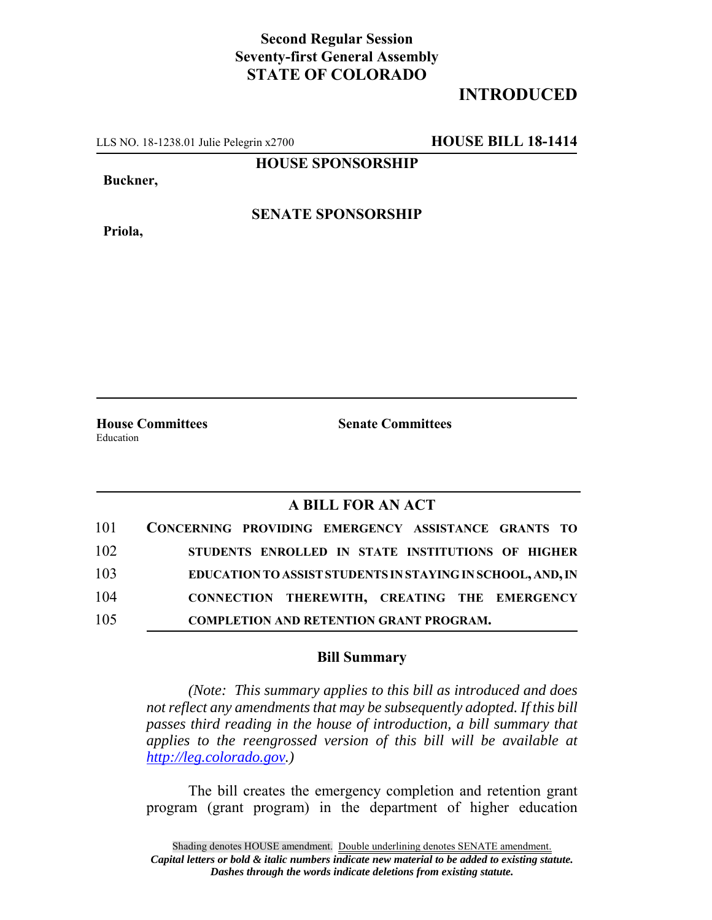**Second Regular Session**
**Seventy-first General Assembly**
**STATE OF COLORADO**

# INTRODUCED

LLS NO. 18-1238.01 Julie Pelegrin x2700 **HOUSE BILL 18-1414**

**HOUSE SPONSORSHIP**

**Buckner,**

**SENATE SPONSORSHIP**

**Priola,**

**House Committees**
Education

**Senate Committees**

## A BILL FOR AN ACT

101 **CONCERNING PROVIDING EMERGENCY ASSISTANCE GRANTS TO**
102 **STUDENTS ENROLLED IN STATE INSTITUTIONS OF HIGHER**
103 **EDUCATION TO ASSIST STUDENTS IN STAYING IN SCHOOL, AND, IN**
104 **CONNECTION THEREWITH, CREATING THE EMERGENCY**
105 **COMPLETION AND RETENTION GRANT PROGRAM.**

### Bill Summary

*(Note: This summary applies to this bill as introduced and does not reflect any amendments that may be subsequently adopted. If this bill passes third reading in the house of introduction, a bill summary that applies to the reengrossed version of this bill will be available at http://leg.colorado.gov.)*

The bill creates the emergency completion and retention grant program (grant program) in the department of higher education

Shading denotes HOUSE amendment. Double underlining denotes SENATE amendment.
***Capital letters or bold & italic numbers indicate new material to be added to existing statute.***
***Dashes through the words indicate deletions from existing statute.***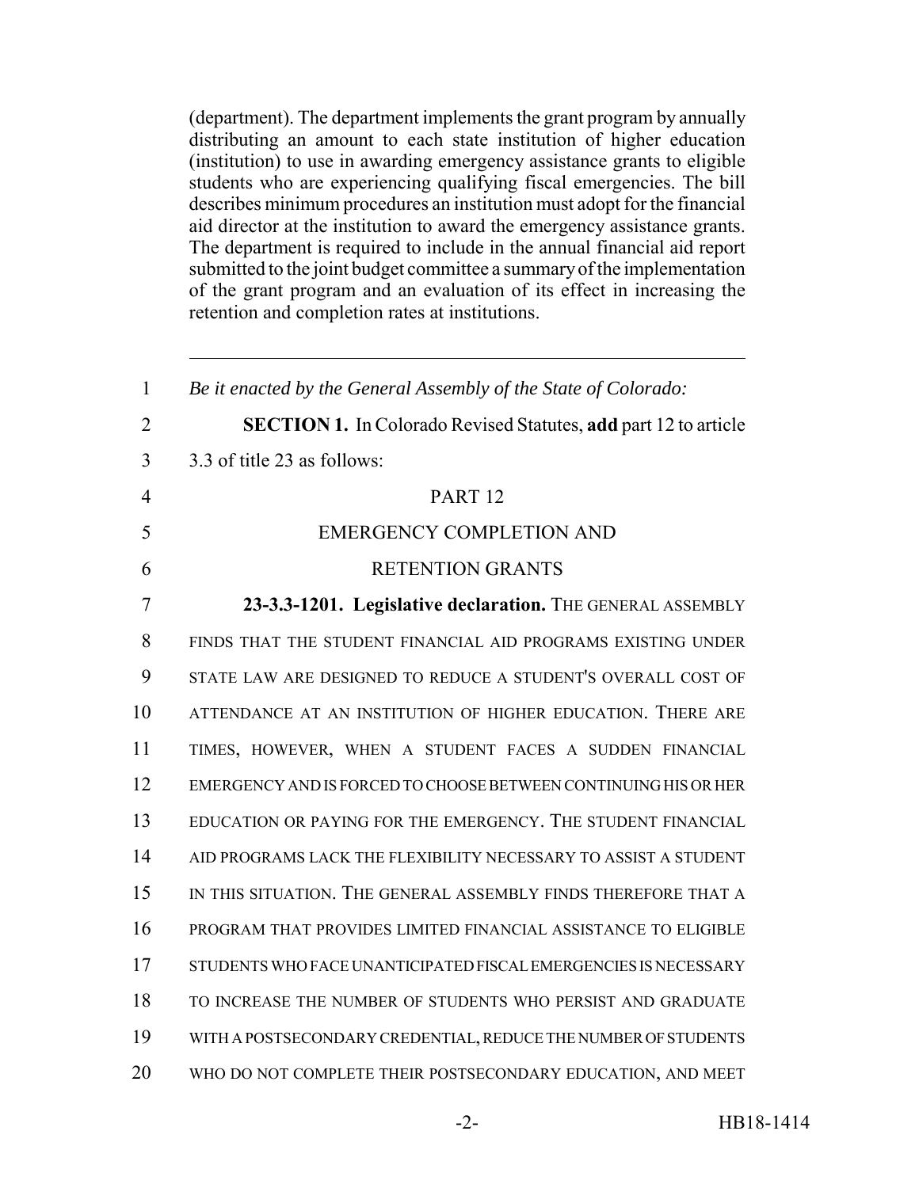(department). The department implements the grant program by annually distributing an amount to each state institution of higher education (institution) to use in awarding emergency assistance grants to eligible students who are experiencing qualifying fiscal emergencies. The bill describes minimum procedures an institution must adopt for the financial aid director at the institution to award the emergency assistance grants. The department is required to include in the annual financial aid report submitted to the joint budget committee a summary of the implementation of the grant program and an evaluation of its effect in increasing the retention and completion rates at institutions.

---

1 *Be it enacted by the General Assembly of the State of Colorado:*

2 **SECTION 1.** In Colorado Revised Statutes, **add** part 12 to article
3 3.3 of title 23 as follows:

4 PART 12

5 EMERGENCY COMPLETION AND

6 RETENTION GRANTS

7 **23-3.3-1201. Legislative declaration.** THE GENERAL ASSEMBLY
8 FINDS THAT THE STUDENT FINANCIAL AID PROGRAMS EXISTING UNDER
9 STATE LAW ARE DESIGNED TO REDUCE A STUDENT'S OVERALL COST OF
10 ATTENDANCE AT AN INSTITUTION OF HIGHER EDUCATION. THERE ARE
11 TIMES, HOWEVER, WHEN A STUDENT FACES A SUDDEN FINANCIAL
12 EMERGENCY AND IS FORCED TO CHOOSE BETWEEN CONTINUING HIS OR HER
13 EDUCATION OR PAYING FOR THE EMERGENCY. THE STUDENT FINANCIAL
14 AID PROGRAMS LACK THE FLEXIBILITY NECESSARY TO ASSIST A STUDENT
15 IN THIS SITUATION. THE GENERAL ASSEMBLY FINDS THEREFORE THAT A
16 PROGRAM THAT PROVIDES LIMITED FINANCIAL ASSISTANCE TO ELIGIBLE
17 STUDENTS WHO FACE UNANTICIPATED FISCAL EMERGENCIES IS NECESSARY
18 TO INCREASE THE NUMBER OF STUDENTS WHO PERSIST AND GRADUATE
19 WITH A POSTSECONDARY CREDENTIAL, REDUCE THE NUMBER OF STUDENTS
20 WHO DO NOT COMPLETE THEIR POSTSECONDARY EDUCATION, AND MEET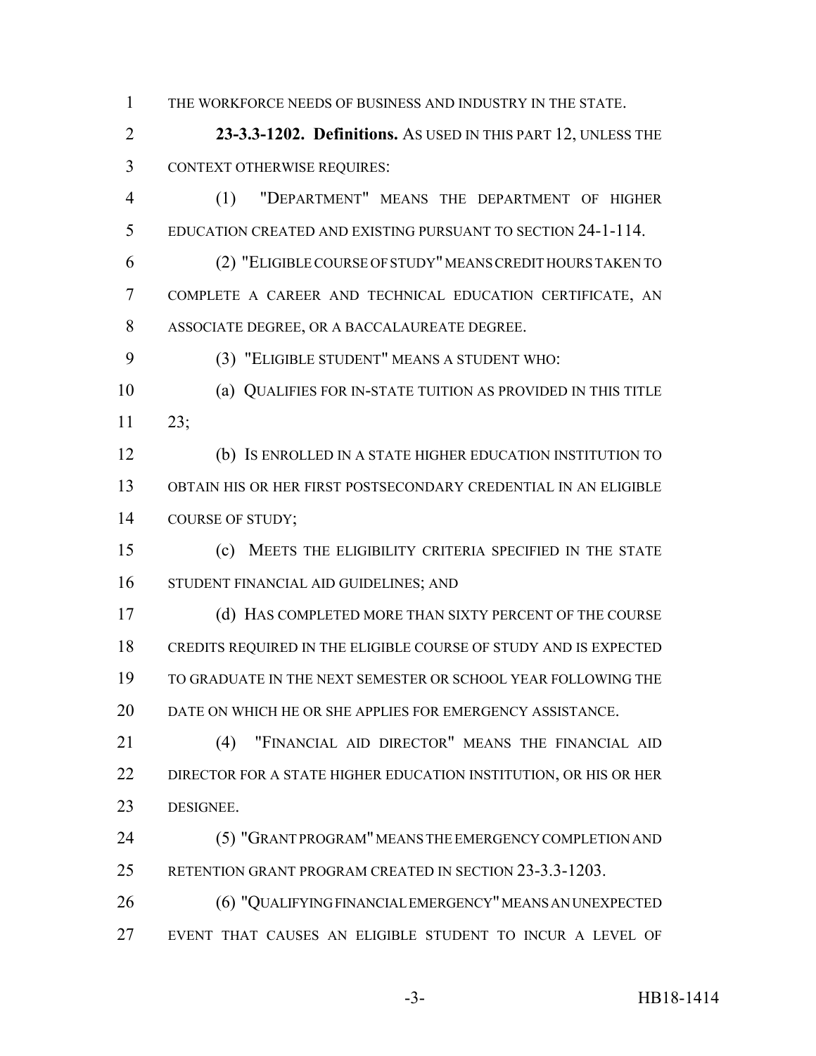THE WORKFORCE NEEDS OF BUSINESS AND INDUSTRY IN THE STATE.

**23-3.3-1202. Definitions.** AS USED IN THIS PART 12, UNLESS THE CONTEXT OTHERWISE REQUIRES:

(1) "DEPARTMENT" MEANS THE DEPARTMENT OF HIGHER EDUCATION CREATED AND EXISTING PURSUANT TO SECTION 24-1-114.

(2) "ELIGIBLE COURSE OF STUDY" MEANS CREDIT HOURS TAKEN TO COMPLETE A CAREER AND TECHNICAL EDUCATION CERTIFICATE, AN ASSOCIATE DEGREE, OR A BACCALAUREATE DEGREE.

(3) "ELIGIBLE STUDENT" MEANS A STUDENT WHO:

(a) QUALIFIES FOR IN-STATE TUITION AS PROVIDED IN THIS TITLE 23;

(b) IS ENROLLED IN A STATE HIGHER EDUCATION INSTITUTION TO OBTAIN HIS OR HER FIRST POSTSECONDARY CREDENTIAL IN AN ELIGIBLE COURSE OF STUDY;

(c) MEETS THE ELIGIBILITY CRITERIA SPECIFIED IN THE STATE STUDENT FINANCIAL AID GUIDELINES; AND

(d) HAS COMPLETED MORE THAN SIXTY PERCENT OF THE COURSE CREDITS REQUIRED IN THE ELIGIBLE COURSE OF STUDY AND IS EXPECTED TO GRADUATE IN THE NEXT SEMESTER OR SCHOOL YEAR FOLLOWING THE DATE ON WHICH HE OR SHE APPLIES FOR EMERGENCY ASSISTANCE.

(4) "FINANCIAL AID DIRECTOR" MEANS THE FINANCIAL AID DIRECTOR FOR A STATE HIGHER EDUCATION INSTITUTION, OR HIS OR HER DESIGNEE.

(5) "GRANT PROGRAM" MEANS THE EMERGENCY COMPLETION AND RETENTION GRANT PROGRAM CREATED IN SECTION 23-3.3-1203.

(6) "QUALIFYING FINANCIAL EMERGENCY" MEANS AN UNEXPECTED EVENT THAT CAUSES AN ELIGIBLE STUDENT TO INCUR A LEVEL OF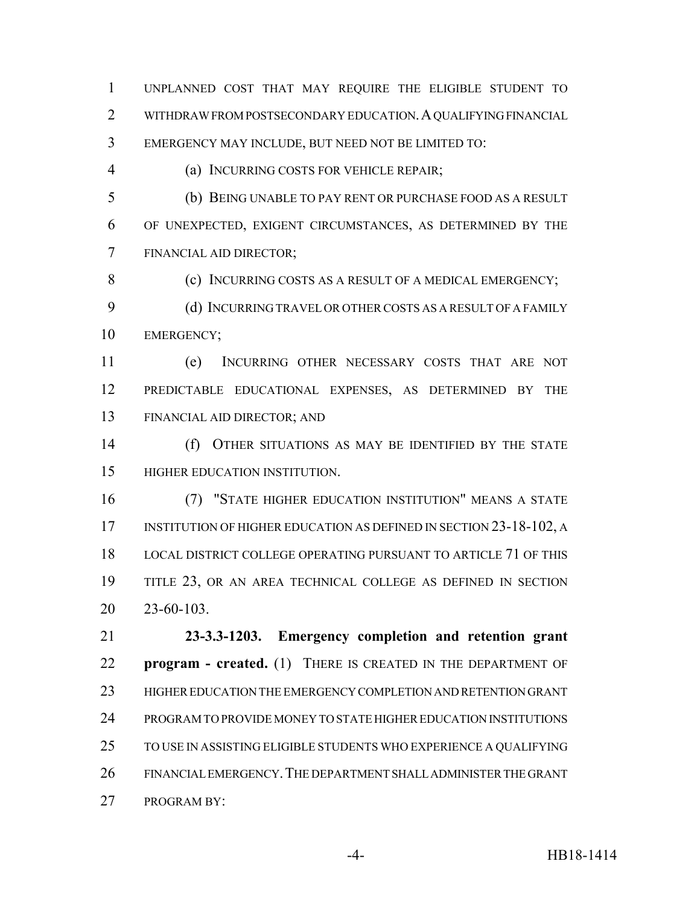UNPLANNED COST THAT MAY REQUIRE THE ELIGIBLE STUDENT TO WITHDRAW FROM POSTSECONDARY EDUCATION. A QUALIFYING FINANCIAL EMERGENCY MAY INCLUDE, BUT NEED NOT BE LIMITED TO:

(a) INCURRING COSTS FOR VEHICLE REPAIR;

(b) BEING UNABLE TO PAY RENT OR PURCHASE FOOD AS A RESULT OF UNEXPECTED, EXIGENT CIRCUMSTANCES, AS DETERMINED BY THE FINANCIAL AID DIRECTOR;

(c) INCURRING COSTS AS A RESULT OF A MEDICAL EMERGENCY;

(d) INCURRING TRAVEL OR OTHER COSTS AS A RESULT OF A FAMILY EMERGENCY;

(e) INCURRING OTHER NECESSARY COSTS THAT ARE NOT PREDICTABLE EDUCATIONAL EXPENSES, AS DETERMINED BY THE FINANCIAL AID DIRECTOR; AND

(f) OTHER SITUATIONS AS MAY BE IDENTIFIED BY THE STATE HIGHER EDUCATION INSTITUTION.

(7) "STATE HIGHER EDUCATION INSTITUTION" MEANS A STATE INSTITUTION OF HIGHER EDUCATION AS DEFINED IN SECTION 23-18-102, A LOCAL DISTRICT COLLEGE OPERATING PURSUANT TO ARTICLE 71 OF THIS TITLE 23, OR AN AREA TECHNICAL COLLEGE AS DEFINED IN SECTION 23-60-103.

**23-3.3-1203. Emergency completion and retention grant program - created.** (1) THERE IS CREATED IN THE DEPARTMENT OF HIGHER EDUCATION THE EMERGENCY COMPLETION AND RETENTION GRANT PROGRAM TO PROVIDE MONEY TO STATE HIGHER EDUCATION INSTITUTIONS TO USE IN ASSISTING ELIGIBLE STUDENTS WHO EXPERIENCE A QUALIFYING FINANCIAL EMERGENCY. THE DEPARTMENT SHALL ADMINISTER THE GRANT PROGRAM BY: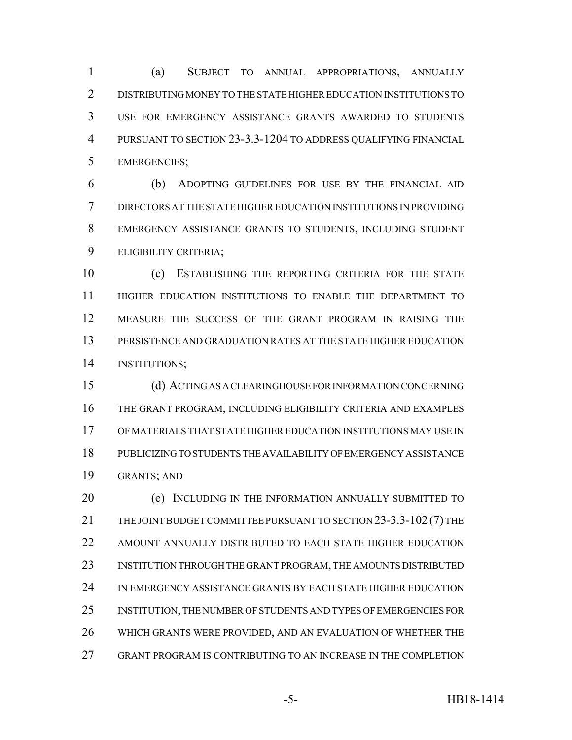(a) SUBJECT TO ANNUAL APPROPRIATIONS, ANNUALLY DISTRIBUTING MONEY TO THE STATE HIGHER EDUCATION INSTITUTIONS TO USE FOR EMERGENCY ASSISTANCE GRANTS AWARDED TO STUDENTS PURSUANT TO SECTION 23-3.3-1204 TO ADDRESS QUALIFYING FINANCIAL EMERGENCIES;

(b) ADOPTING GUIDELINES FOR USE BY THE FINANCIAL AID DIRECTORS AT THE STATE HIGHER EDUCATION INSTITUTIONS IN PROVIDING EMERGENCY ASSISTANCE GRANTS TO STUDENTS, INCLUDING STUDENT ELIGIBILITY CRITERIA;

(c) ESTABLISHING THE REPORTING CRITERIA FOR THE STATE HIGHER EDUCATION INSTITUTIONS TO ENABLE THE DEPARTMENT TO MEASURE THE SUCCESS OF THE GRANT PROGRAM IN RAISING THE PERSISTENCE AND GRADUATION RATES AT THE STATE HIGHER EDUCATION INSTITUTIONS;

(d) ACTING AS A CLEARINGHOUSE FOR INFORMATION CONCERNING THE GRANT PROGRAM, INCLUDING ELIGIBILITY CRITERIA AND EXAMPLES OF MATERIALS THAT STATE HIGHER EDUCATION INSTITUTIONS MAY USE IN PUBLICIZING TO STUDENTS THE AVAILABILITY OF EMERGENCY ASSISTANCE GRANTS; AND

(e) INCLUDING IN THE INFORMATION ANNUALLY SUBMITTED TO THE JOINT BUDGET COMMITTEE PURSUANT TO SECTION 23-3.3-102 (7) THE AMOUNT ANNUALLY DISTRIBUTED TO EACH STATE HIGHER EDUCATION INSTITUTION THROUGH THE GRANT PROGRAM, THE AMOUNTS DISTRIBUTED IN EMERGENCY ASSISTANCE GRANTS BY EACH STATE HIGHER EDUCATION INSTITUTION, THE NUMBER OF STUDENTS AND TYPES OF EMERGENCIES FOR WHICH GRANTS WERE PROVIDED, AND AN EVALUATION OF WHETHER THE GRANT PROGRAM IS CONTRIBUTING TO AN INCREASE IN THE COMPLETION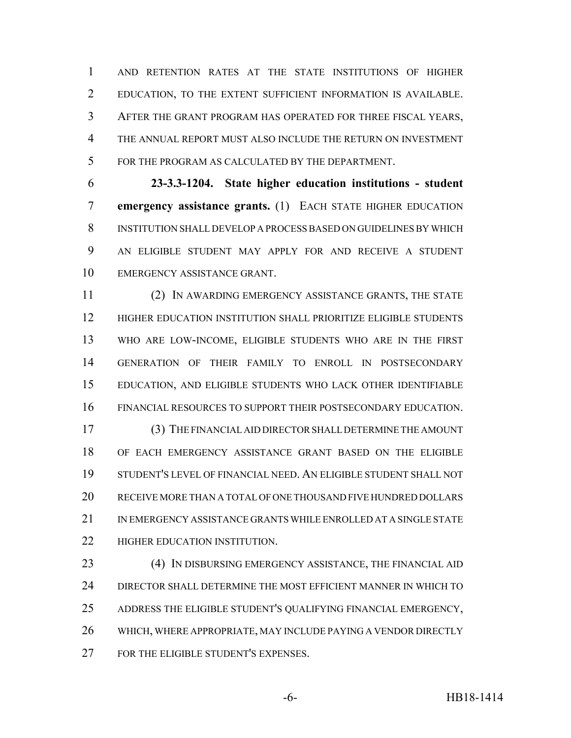AND RETENTION RATES AT THE STATE INSTITUTIONS OF HIGHER EDUCATION, TO THE EXTENT SUFFICIENT INFORMATION IS AVAILABLE. AFTER THE GRANT PROGRAM HAS OPERATED FOR THREE FISCAL YEARS, THE ANNUAL REPORT MUST ALSO INCLUDE THE RETURN ON INVESTMENT FOR THE PROGRAM AS CALCULATED BY THE DEPARTMENT.

**23-3.3-1204. State higher education institutions - student emergency assistance grants.** (1) EACH STATE HIGHER EDUCATION INSTITUTION SHALL DEVELOP A PROCESS BASED ON GUIDELINES BY WHICH AN ELIGIBLE STUDENT MAY APPLY FOR AND RECEIVE A STUDENT EMERGENCY ASSISTANCE GRANT.

(2) IN AWARDING EMERGENCY ASSISTANCE GRANTS, THE STATE HIGHER EDUCATION INSTITUTION SHALL PRIORITIZE ELIGIBLE STUDENTS WHO ARE LOW-INCOME, ELIGIBLE STUDENTS WHO ARE IN THE FIRST GENERATION OF THEIR FAMILY TO ENROLL IN POSTSECONDARY EDUCATION, AND ELIGIBLE STUDENTS WHO LACK OTHER IDENTIFIABLE FINANCIAL RESOURCES TO SUPPORT THEIR POSTSECONDARY EDUCATION.

(3) THE FINANCIAL AID DIRECTOR SHALL DETERMINE THE AMOUNT OF EACH EMERGENCY ASSISTANCE GRANT BASED ON THE ELIGIBLE STUDENT'S LEVEL OF FINANCIAL NEED. AN ELIGIBLE STUDENT SHALL NOT RECEIVE MORE THAN A TOTAL OF ONE THOUSAND FIVE HUNDRED DOLLARS IN EMERGENCY ASSISTANCE GRANTS WHILE ENROLLED AT A SINGLE STATE HIGHER EDUCATION INSTITUTION.

(4) IN DISBURSING EMERGENCY ASSISTANCE, THE FINANCIAL AID DIRECTOR SHALL DETERMINE THE MOST EFFICIENT MANNER IN WHICH TO ADDRESS THE ELIGIBLE STUDENT'S QUALIFYING FINANCIAL EMERGENCY, WHICH, WHERE APPROPRIATE, MAY INCLUDE PAYING A VENDOR DIRECTLY FOR THE ELIGIBLE STUDENT'S EXPENSES.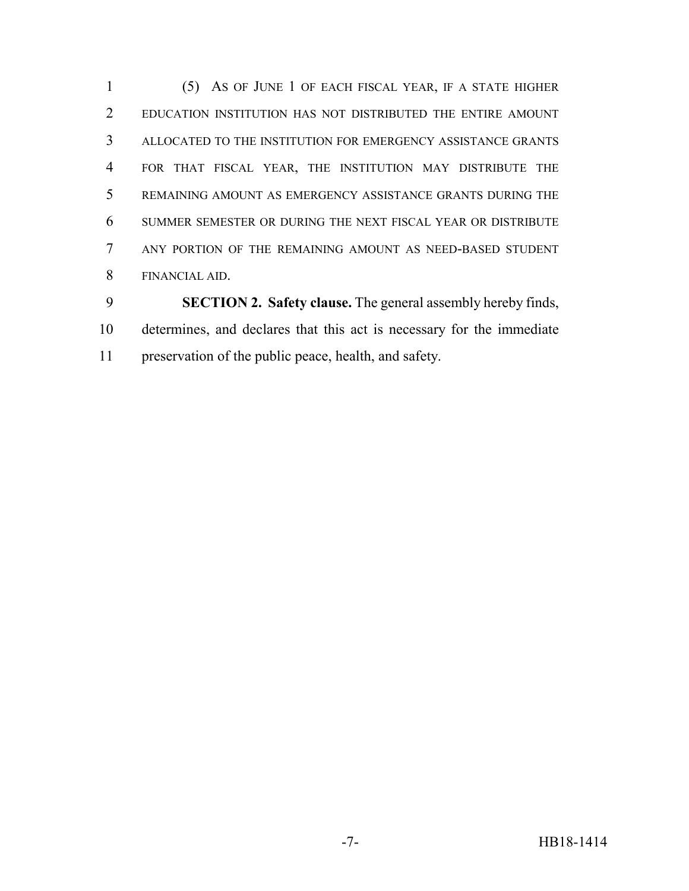(5) AS OF JUNE 1 OF EACH FISCAL YEAR, IF A STATE HIGHER EDUCATION INSTITUTION HAS NOT DISTRIBUTED THE ENTIRE AMOUNT ALLOCATED TO THE INSTITUTION FOR EMERGENCY ASSISTANCE GRANTS FOR THAT FISCAL YEAR, THE INSTITUTION MAY DISTRIBUTE THE REMAINING AMOUNT AS EMERGENCY ASSISTANCE GRANTS DURING THE SUMMER SEMESTER OR DURING THE NEXT FISCAL YEAR OR DISTRIBUTE ANY PORTION OF THE REMAINING AMOUNT AS NEED-BASED STUDENT FINANCIAL AID.

**SECTION 2. Safety clause.** The general assembly hereby finds, determines, and declares that this act is necessary for the immediate preservation of the public peace, health, and safety.